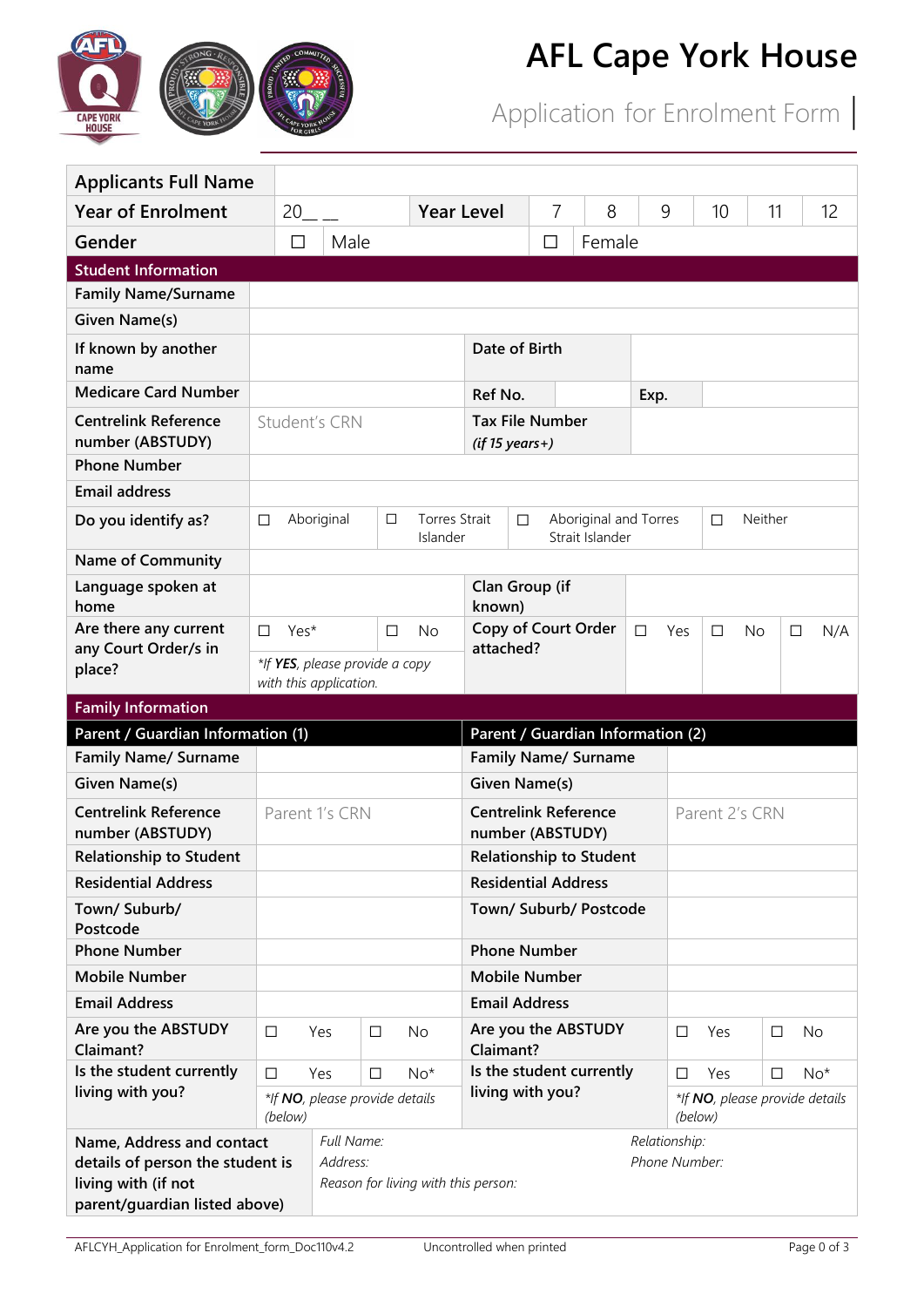# AFL Cape York House

## Application for Enrolment Form

| Applicants Full Name | | | | | | | |
|---|---|---|---|---|---|---|---|
| **Year of Enrolment** | 20__ __ | **Year Level** | 7 | 8 | 9 | 10 | 11 | 12 |
| **Gender** | ☐ Male | | ☐ Female | | | | |

| Student Information | | | |
|---|---|---|---|
| Family Name/Surname | | | |
| Given Name(s) | | | |
| If known by another name | | Date of Birth | |
| Medicare Card Number | | Ref No. | Exp. |
| Centrelink Reference number (ABSTUDY) | Student's CRN | Tax File Number *(if 15 years+)* | |
| Phone Number | | | |
| Email address | | | |
| Do you identify as? | ☐ Aboriginal ☐ Torres Strait Islander ☐ Aboriginal and Torres Strait Islander ☐ Neither | | |
| Name of Community | | | |
| Language spoken at home | | Clan Group (if known) | |
| Are there any current any Court Order/s in place? | ☐ Yes* ☐ No *\*If **YES**, please provide a copy with this application.* | Copy of Court Order attached? | ☐ Yes ☐ No ☐ N/A |

| Family Information | | | |
|---|---|---|---|
| **Parent / Guardian Information (1)** | | **Parent / Guardian Information (2)** | |
| Family Name/ Surname | | Family Name/ Surname | |
| Given Name(s) | | Given Name(s) | |
| Centrelink Reference number (ABSTUDY) | Parent 1's CRN | Centrelink Reference number (ABSTUDY) | Parent 2's CRN |
| Relationship to Student | | Relationship to Student | |
| Residential Address | | Residential Address | |
| Town/ Suburb/ Postcode | | Town/ Suburb/ Postcode | |
| Phone Number | | Phone Number | |
| Mobile Number | | Mobile Number | |
| Email Address | | Email Address | |
| Are you the ABSTUDY Claimant? | ☐ Yes ☐ No | Are you the ABSTUDY Claimant? | ☐ Yes ☐ No |
| Is the student currently living with you? | ☐ Yes ☐ No* *\*If **NO**, please provide details (below)* | Is the student currently living with you? | ☐ Yes ☐ No* *\*If **NO**, please provide details (below)* |

| Name, Address and contact details of person the student is living with (if not parent/guardian listed above) | *Full Name:* | *Relationship:* |
|---|---|---|
| | *Address:* | *Phone Number:* |
| | *Reason for living with this person:* | |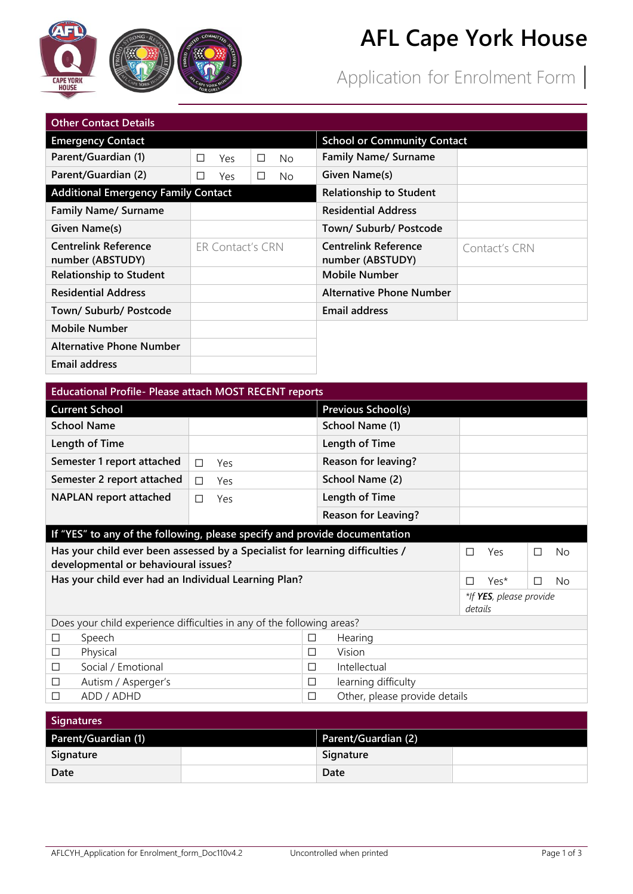# AFL Cape York House

Application for Enrolment Form

## Other Contact Details

| Emergency Contact | | | | |
|---|---|---|---|---|
| Parent/Guardian (1) | ☐ | Yes | ☐ | No |
| Parent/Guardian (2) | ☐ | Yes | ☐ | No |

| Additional Emergency Family Contact | |
|---|---|
| Family Name/ Surname | |
| Given Name(s) | |
| Centrelink Reference number (ABSTUDY) | ER Contact's CRN |
| Relationship to Student | |
| Residential Address | |
| Town/ Suburb/ Postcode | |
| Mobile Number | |
| Alternative Phone Number | |
| Email address | |

| School or Community Contact | |
|---|---|
| Family Name/ Surname | |
| Given Name(s) | |
| Relationship to Student | |
| Residential Address | |
| Town/ Suburb/ Postcode | |
| Centrelink Reference number (ABSTUDY) | Contact's CRN |
| Mobile Number | |
| Alternative Phone Number | |
| Email address | |

## Educational Profile- Please attach MOST RECENT reports

| Current School | | |
|---|---|---|
| School Name | | |
| Length of Time | | |
| Semester 1 report attached | ☐ | Yes |
| Semester 2 report attached | ☐ | Yes |
| NAPLAN report attached | ☐ | Yes |

| Previous School(s) | |
|---|---|
| School Name (1) | |
| Length of Time | |
| Reason for leaving? | |
| School Name (2) | |
| Length of Time | |
| Reason for Leaving? | |

| If "YES" to any of the following, please specify and provide documentation | | | | |
|---|---|---|---|---|
| Has your child ever been assessed by a Specialist for learning difficulties / developmental or behavioural issues? | ☐ | Yes | ☐ | No |
| Has your child ever had an Individual Learning Plan? | ☐ | Yes* | ☐ | No |
| | *\*If **YES**, please provide details* | | | |

| Does your child experience difficulties in any of the following areas? | | | |
|---|---|---|---|
| ☐ | Speech | ☐ | Hearing |
| ☐ | Physical | ☐ | Vision |
| ☐ | Social / Emotional | ☐ | Intellectual |
| ☐ | Autism / Asperger's | ☐ | learning difficulty |
| ☐ | ADD / ADHD | ☐ | Other, please provide details |

## Signatures

| Parent/Guardian (1) | | Parent/Guardian (2) | |
|---|---|---|---|
| Signature | | Signature | |
| Date | | Date | |

AFLCYH_Application for Enrolment_form_Doc110v4.2 Uncontrolled when printed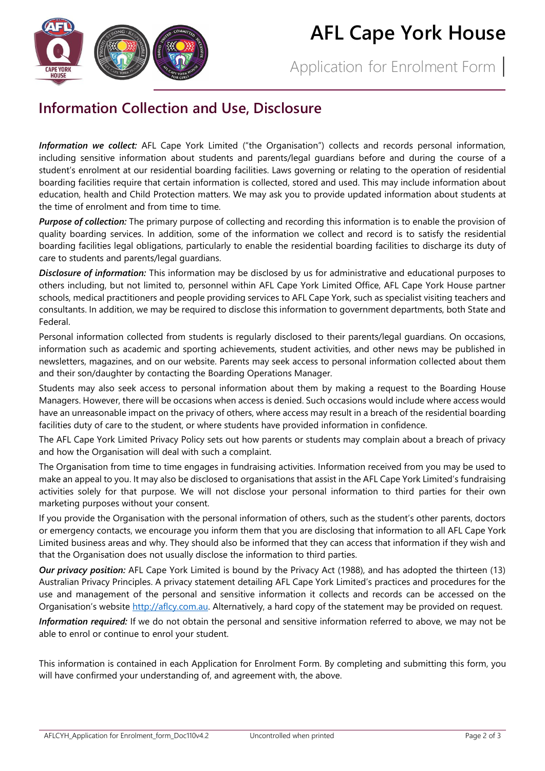# AFL Cape York House

Application for Enrolment Form

## Information Collection and Use, Disclosure

***Information we collect:*** AFL Cape York Limited ("the Organisation") collects and records personal information, including sensitive information about students and parents/legal guardians before and during the course of a student's enrolment at our residential boarding facilities. Laws governing or relating to the operation of residential boarding facilities require that certain information is collected, stored and used. This may include information about education, health and Child Protection matters. We may ask you to provide updated information about students at the time of enrolment and from time to time.

***Purpose of collection:*** The primary purpose of collecting and recording this information is to enable the provision of quality boarding services. In addition, some of the information we collect and record is to satisfy the residential boarding facilities legal obligations, particularly to enable the residential boarding facilities to discharge its duty of care to students and parents/legal guardians.

***Disclosure of information:*** This information may be disclosed by us for administrative and educational purposes to others including, but not limited to, personnel within AFL Cape York Limited Office, AFL Cape York House partner schools, medical practitioners and people providing services to AFL Cape York, such as specialist visiting teachers and consultants. In addition, we may be required to disclose this information to government departments, both State and Federal.

Personal information collected from students is regularly disclosed to their parents/legal guardians. On occasions, information such as academic and sporting achievements, student activities, and other news may be published in newsletters, magazines, and on our website. Parents may seek access to personal information collected about them and their son/daughter by contacting the Boarding Operations Manager.

Students may also seek access to personal information about them by making a request to the Boarding House Managers. However, there will be occasions when access is denied. Such occasions would include where access would have an unreasonable impact on the privacy of others, where access may result in a breach of the residential boarding facilities duty of care to the student, or where students have provided information in confidence.

The AFL Cape York Limited Privacy Policy sets out how parents or students may complain about a breach of privacy and how the Organisation will deal with such a complaint.

The Organisation from time to time engages in fundraising activities. Information received from you may be used to make an appeal to you. It may also be disclosed to organisations that assist in the AFL Cape York Limited's fundraising activities solely for that purpose. We will not disclose your personal information to third parties for their own marketing purposes without your consent.

If you provide the Organisation with the personal information of others, such as the student's other parents, doctors or emergency contacts, we encourage you inform them that you are disclosing that information to all AFL Cape York Limited business areas and why. They should also be informed that they can access that information if they wish and that the Organisation does not usually disclose the information to third parties.

***Our privacy position:*** AFL Cape York Limited is bound by the Privacy Act (1988), and has adopted the thirteen (13) Australian Privacy Principles. A privacy statement detailing AFL Cape York Limited's practices and procedures for the use and management of the personal and sensitive information it collects and records can be accessed on the Organisation's website http://aflcy.com.au. Alternatively, a hard copy of the statement may be provided on request.

***Information required:*** If we do not obtain the personal and sensitive information referred to above, we may not be able to enrol or continue to enrol your student.

This information is contained in each Application for Enrolment Form. By completing and submitting this form, you will have confirmed your understanding of, and agreement with, the above.